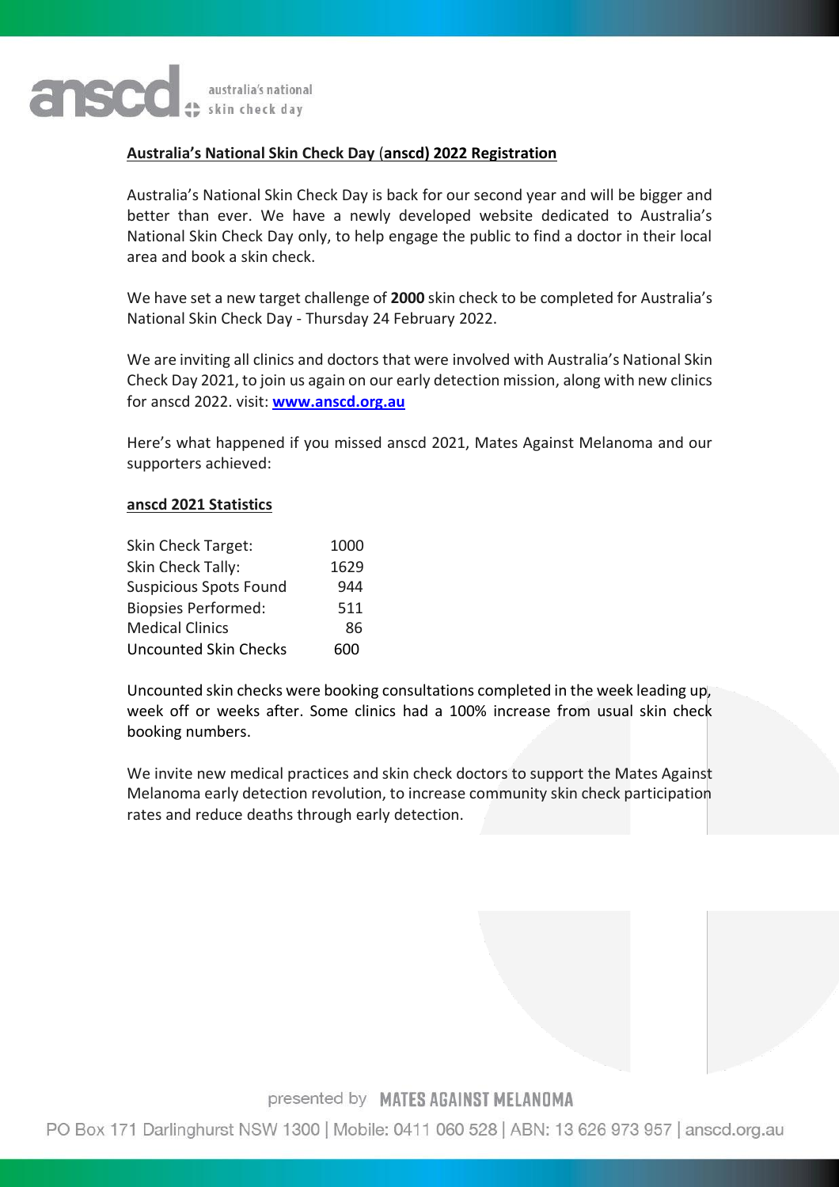**Australia's National Skin Check Day (anscd) 2022 Registration**

Australia's National Skin Check Day is back for our second year and will be bigger and better than ever. We have a newly developed website dedicated to Australia's National Skin Check Day only, to help engage the public to find a doctor in their local area and book a skin check.

We have set a new target challenge of **2000** skin check to be completed for Australia's National Skin Check Day - Thursday 24 February 2022.

We are inviting all clinics and doctors that were involved with Australia's National Skin Check Day 2021, to join us again on our early detection mission, along with new clinics for anscd 2022. visit: **www.anscd.org.au**

Here's what happened if you missed anscd 2021, Mates Against Melanoma and our supporters achieved:

**anscd 2021 Statistics**

| | |
|---|---|
| Skin Check Target: | 1000 |
| Skin Check Tally: | 1629 |
| Suspicious Spots Found | 944 |
| Biopsies Performed: | 511 |
| Medical Clinics | 86 |
| Uncounted Skin Checks | 600 |

Uncounted skin checks were booking consultations completed in the week leading up, week off or weeks after. Some clinics had a 100% increase from usual skin check booking numbers.

We invite new medical practices and skin check doctors to support the Mates Against Melanoma early detection revolution, to increase community skin check participation rates and reduce deaths through early detection.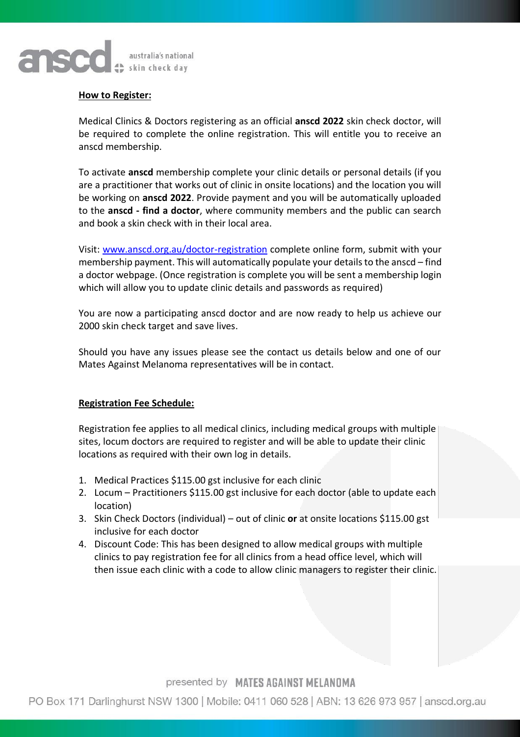**How to Register:**

Medical Clinics & Doctors registering as an official **anscd 2022** skin check doctor, will be required to complete the online registration. This will entitle you to receive an anscd membership.

To activate **anscd** membership complete your clinic details or personal details (if you are a practitioner that works out of clinic in onsite locations) and the location you will be working on **anscd 2022**. Provide payment and you will be automatically uploaded to the **anscd - find a doctor**, where community members and the public can search and book a skin check with in their local area.

Visit: [www.anscd.org.au/doctor-registration](www.anscd.org.au/doctor-registration) complete online form, submit with your membership payment. This will automatically populate your details to the anscd – find a doctor webpage. (Once registration is complete you will be sent a membership login which will allow you to update clinic details and passwords as required)

You are now a participating anscd doctor and are now ready to help us achieve our 2000 skin check target and save lives.

Should you have any issues please see the contact us details below and one of our Mates Against Melanoma representatives will be in contact.

**Registration Fee Schedule:**

Registration fee applies to all medical clinics, including medical groups with multiple sites, locum doctors are required to register and will be able to update their clinic locations as required with their own log in details.

1. Medical Practices $115.00 gst inclusive for each clinic
2. Locum – Practitioners $115.00 gst inclusive for each doctor (able to update each location)
3. Skin Check Doctors (individual) – out of clinic **or** at onsite locations $115.00 gst inclusive for each doctor
4. Discount Code: This has been designed to allow medical groups with multiple clinics to pay registration fee for all clinics from a head office level, which will then issue each clinic with a code to allow clinic managers to register their clinic.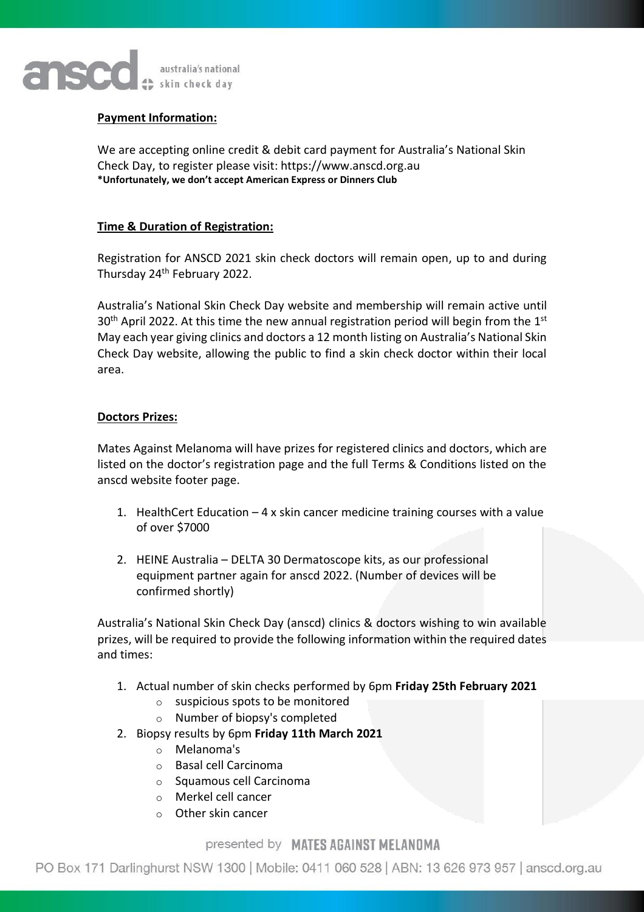**Payment Information:**

We are accepting online credit & debit card payment for Australia's National Skin Check Day, to register please visit: https://www.anscd.org.au
**\*Unfortunately, we don't accept American Express or Dinners Club**

**Time & Duration of Registration:**

Registration for ANSCD 2021 skin check doctors will remain open, up to and during Thursday 24th February 2022.

Australia's National Skin Check Day website and membership will remain active until 30th April 2022. At this time the new annual registration period will begin from the 1st May each year giving clinics and doctors a 12 month listing on Australia's National Skin Check Day website, allowing the public to find a skin check doctor within their local area.

**Doctors Prizes:**

Mates Against Melanoma will have prizes for registered clinics and doctors, which are listed on the doctor's registration page and the full Terms & Conditions listed on the anscd website footer page.

1. HealthCert Education – 4 x skin cancer medicine training courses with a value of over $7000
2. HEINE Australia – DELTA 30 Dermatoscope kits, as our professional equipment partner again for anscd 2022. (Number of devices will be confirmed shortly)

Australia's National Skin Check Day (anscd) clinics & doctors wishing to win available prizes, will be required to provide the following information within the required dates and times:

1. Actual number of skin checks performed by 6pm **Friday 25th February 2021**
   - suspicious spots to be monitored
   - Number of biopsy's completed
2. Biopsy results by 6pm **Friday 11th March 2021**
   - Melanoma's
   - Basal cell Carcinoma
   - Squamous cell Carcinoma
   - Merkel cell cancer
   - Other skin cancer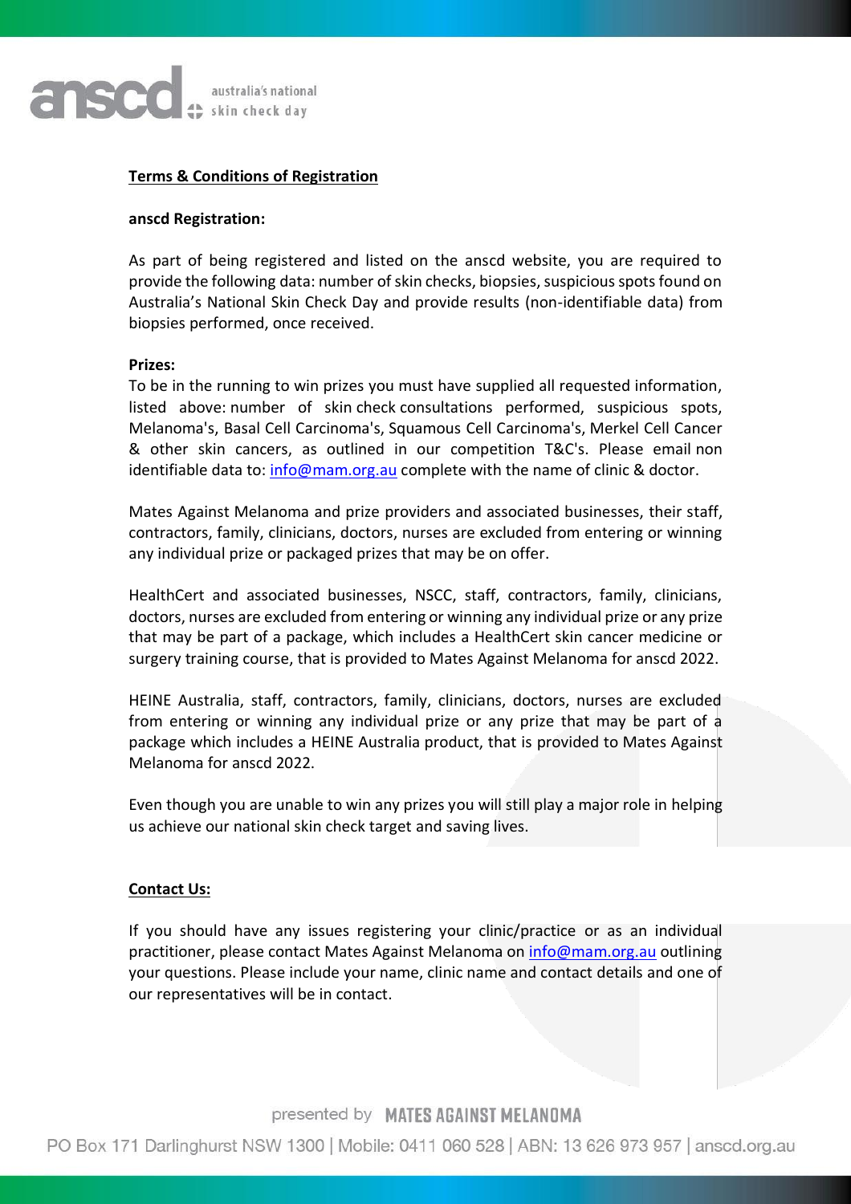## Terms & Conditions of Registration

**anscd Registration:**

As part of being registered and listed on the anscd website, you are required to provide the following data: number of skin checks, biopsies, suspicious spots found on Australia's National Skin Check Day and provide results (non-identifiable data) from biopsies performed, once received.

**Prizes:**

To be in the running to win prizes you must have supplied all requested information, listed above: number of skin check consultations performed, suspicious spots, Melanoma's, Basal Cell Carcinoma's, Squamous Cell Carcinoma's, Merkel Cell Cancer & other skin cancers, as outlined in our competition T&C's. Please email non identifiable data to: info@mam.org.au complete with the name of clinic & doctor.

Mates Against Melanoma and prize providers and associated businesses, their staff, contractors, family, clinicians, doctors, nurses are excluded from entering or winning any individual prize or packaged prizes that may be on offer.

HealthCert and associated businesses, NSCC, staff, contractors, family, clinicians, doctors, nurses are excluded from entering or winning any individual prize or any prize that may be part of a package, which includes a HealthCert skin cancer medicine or surgery training course, that is provided to Mates Against Melanoma for anscd 2022.

HEINE Australia, staff, contractors, family, clinicians, doctors, nurses are excluded from entering or winning any individual prize or any prize that may be part of a package which includes a HEINE Australia product, that is provided to Mates Against Melanoma for anscd 2022.

Even though you are unable to win any prizes you will still play a major role in helping us achieve our national skin check target and saving lives.

## Contact Us:

If you should have any issues registering your clinic/practice or as an individual practitioner, please contact Mates Against Melanoma on info@mam.org.au outlining your questions. Please include your name, clinic name and contact details and one of our representatives will be in contact.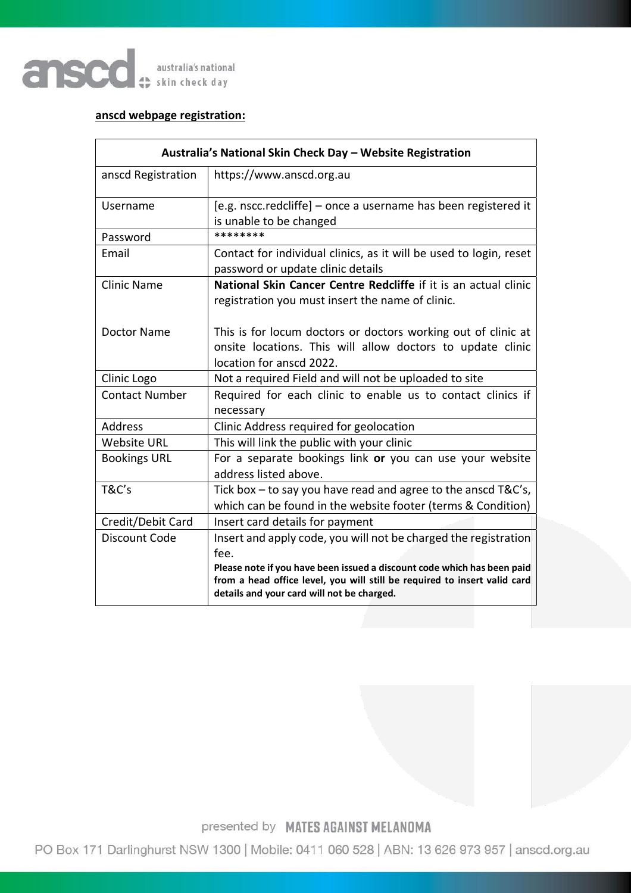**anscd webpage registration:**

| Australia's National Skin Check Day – Website Registration | |
|---|---|
| anscd Registration | https://www.anscd.org.au |
| Username | [e.g. nscc.redcliffe] – once a username has been registered it is unable to be changed |
| Password | ******** |
| Email | Contact for individual clinics, as it will be used to login, reset password or update clinic details |
| Clinic Name<br><br>Doctor Name | **National Skin Cancer Centre Redcliffe** if it is an actual clinic registration you must insert the name of clinic.<br><br>This is for locum doctors or doctors working out of clinic at onsite locations. This will allow doctors to update clinic location for anscd 2022. |
| Clinic Logo | Not a required Field and will not be uploaded to site |
| Contact Number | Required for each clinic to enable us to contact clinics if necessary |
| Address | Clinic Address required for geolocation |
| Website URL | This will link the public with your clinic |
| Bookings URL | For a separate bookings link **or** you can use your website address listed above. |
| T&C's | Tick box – to say you have read and agree to the anscd T&C's, which can be found in the website footer (terms & Condition) |
| Credit/Debit Card | Insert card details for payment |
| Discount Code | Insert and apply code, you will not be charged the registration fee.<br>**Please note if you have been issued a discount code which has been paid from a head office level, you will still be required to insert valid card details and your card will not be charged.** |